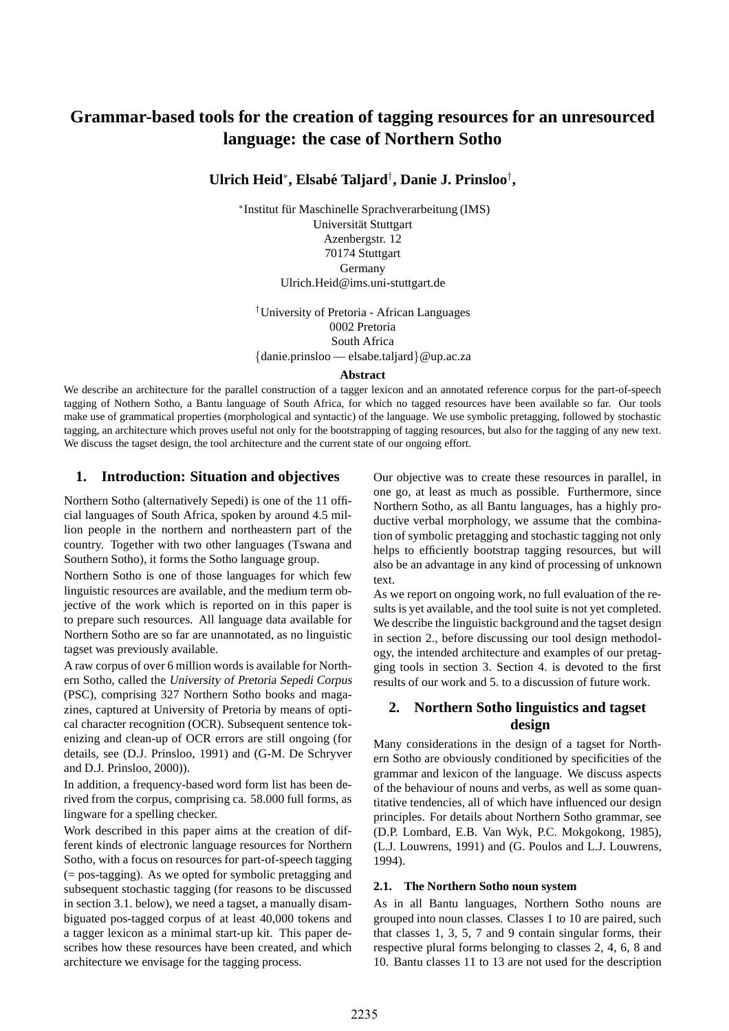# Grammar-based tools for the creation of tagging resources for an unresourced language: the case of Northern Sotho

**Ulrich Heid***, **Elsabé Taljard**†, **Danie J. Prinsloo**†,

*Institut für Maschinelle Sprachverarbeitung (IMS)
Universität Stuttgart
Azenbergstr. 12
70174 Stuttgart
Germany
Ulrich.Heid@ims.uni-stuttgart.de

†University of Pretoria - African Languages
0002 Pretoria
South Africa
{danie.prinsloo — elsabe.taljard}@up.ac.za

**Abstract**

We describe an architecture for the parallel construction of a tagger lexicon and an annotated reference corpus for the part-of-speech tagging of Nothern Sotho, a Bantu language of South Africa, for which no tagged resources have been available so far. Our tools make use of grammatical properties (morphological and syntactic) of the language. We use symbolic pretagging, followed by stochastic tagging, an architecture which proves useful not only for the bootstrapping of tagging resources, but also for the tagging of any new text. We discuss the tagset design, the tool architecture and the current state of our ongoing effort.

## 1. Introduction: Situation and objectives

Northern Sotho (alternatively Sepedi) is one of the 11 official languages of South Africa, spoken by around 4.5 million people in the northern and northeastern part of the country. Together with two other languages (Tswana and Southern Sotho), it forms the Sotho language group.

Northern Sotho is one of those languages for which few linguistic resources are available, and the medium term objective of the work which is reported on in this paper is to prepare such resources. All language data available for Northern Sotho are so far are unannotated, as no linguistic tagset was previously available.

A raw corpus of over 6 million words is available for Northern Sotho, called the *University of Pretoria Sepedi Corpus* (PSC), comprising 327 Northern Sotho books and magazines, captured at University of Pretoria by means of optical character recognition (OCR). Subsequent sentence tokenizing and clean-up of OCR errors are still ongoing (for details, see (D.J. Prinsloo, 1991) and (G-M. De Schryver and D.J. Prinsloo, 2000)).

In addition, a frequency-based word form list has been derived from the corpus, comprising ca. 58.000 full forms, as lingware for a spelling checker.

Work described in this paper aims at the creation of different kinds of electronic language resources for Northern Sotho, with a focus on resources for part-of-speech tagging (= pos-tagging). As we opted for symbolic pretagging and subsequent stochastic tagging (for reasons to be discussed in section 3.1. below), we need a tagset, a manually disambiguated pos-tagged corpus of at least 40,000 tokens and a tagger lexicon as a minimal start-up kit. This paper describes how these resources have been created, and which architecture we envisage for the tagging process.

Our objective was to create these resources in parallel, in one go, at least as much as possible. Furthermore, since Northern Sotho, as all Bantu languages, has a highly productive verbal morphology, we assume that the combination of symbolic pretagging and stochastic tagging not only helps to efficiently bootstrap tagging resources, but will also be an advantage in any kind of processing of unknown text.

As we report on ongoing work, no full evaluation of the results is yet available, and the tool suite is not yet completed. We describe the linguistic background and the tagset design in section 2., before discussing our tool design methodology, the intended architecture and examples of our pretagging tools in section 3. Section 4. is devoted to the first results of our work and 5. to a discussion of future work.

## 2. Northern Sotho linguistics and tagset design

Many considerations in the design of a tagset for Northern Sotho are obviously conditioned by specificities of the grammar and lexicon of the language. We discuss aspects of the behaviour of nouns and verbs, as well as some quantitative tendencies, all of which have influenced our design principles. For details about Northern Sotho grammar, see (D.P. Lombard, E.B. Van Wyk, P.C. Mokgokong, 1985), (L.J. Louwrens, 1991) and (G. Poulos and L.J. Louwrens, 1994).

### 2.1. The Northern Sotho noun system

As in all Bantu languages, Northern Sotho nouns are grouped into noun classes. Classes 1 to 10 are paired, such that classes 1, 3, 5, 7 and 9 contain singular forms, their respective plural forms belonging to classes 2, 4, 6, 8 and 10. Bantu classes 11 to 13 are not used for the description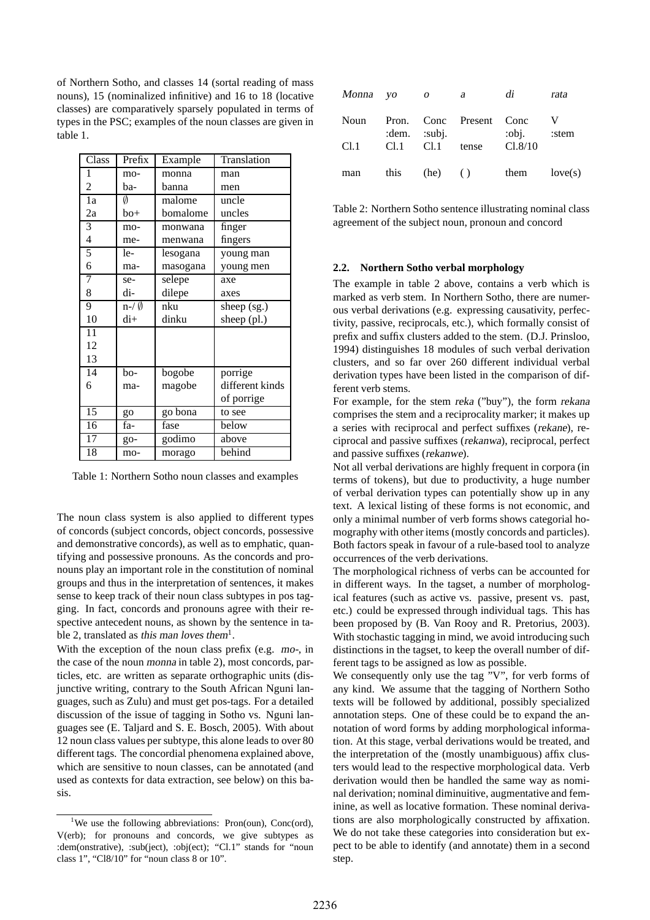of Northern Sotho, and classes 14 (sortal reading of mass nouns), 15 (nominalized infinitive) and 16 to 18 (locative classes) are comparatively sparsely populated in terms of types in the PSC; examples of the noun classes are given in table 1.

| Class | Prefix | Example | Translation |
|---|---|---|---|
| 1 | mo- | monna | man |
| 2 | ba- | banna | men |
| 1a | ∅ | malome | uncle |
| 2a | bo+ | bomalome | uncles |
| 3 | mo- | monwana | finger |
| 4 | me- | menwana | fingers |
| 5 | le- | lesogana | young man |
| 6 | ma- | masogana | young men |
| 7 | se- | selepe | axe |
| 8 | di- | dilepe | axes |
| 9 | n-/ ∅ | nku | sheep (sg.) |
| 10 | di+ | dinku | sheep (pl.) |
| 11 | | | |
| 12 | | | |
| 13 | | | |
| 14 | bo- | bogobe | porrige |
| 6 | ma- | magobe | different kinds of porrige |
| 15 | go | go bona | to see |
| 16 | fa- | fase | below |
| 17 | go- | godimo | above |
| 18 | mo- | morago | behind |

Table 1: Northern Sotho noun classes and examples

The noun class system is also applied to different types of concords (subject concords, object concords, possessive and demonstrative concords), as well as to emphatic, quantifying and possessive pronouns. As the concords and pronouns play an important role in the constitution of nominal groups and thus in the interpretation of sentences, it makes sense to keep track of their noun class subtypes in pos tagging. In fact, concords and pronouns agree with their respective antecedent nouns, as shown by the sentence in table 2, translated as *this man loves them*[1].

With the exception of the noun class prefix (e.g. *mo-*, in the case of the noun *monna* in table 2), most concords, particles, etc. are written as separate orthographic units (disjunctive writing, contrary to the South African Nguni languages, such as Zulu) and must get pos-tags. For a detailed discussion of the issue of tagging in Sotho vs. Nguni languages see (E. Taljard and S. E. Bosch, 2005). With about 12 noun class values per subtype, this alone leads to over 80 different tags. The concordial phenomena explained above, which are sensitive to noun classes, can be annotated (and used as contexts for data extraction, see below) on this basis.

[1]We use the following abbreviations: Pron(oun), Conc(ord), V(erb); for pronouns and concords, we give subtypes as :dem(onstrative), :sub(ject), :obj(ect); "Cl.1" stands for "noun class 1", "Cl8/10" for "noun class 8 or 10".

| *Monna* | *yo* | *o* | *a* | *di* | *rata* |
|---|---|---|---|---|---|
| Noun | Pron. :dem. | Conc :subj. | Present | Conc :obj. | V :stem |
| Cl.1 | Cl.1 | Cl.1 | tense | Cl.8/10 | |
| man | this | (he) | ( ) | them | love(s) |

Table 2: Northern Sotho sentence illustrating nominal class agreement of the subject noun, pronoun and concord

### 2.2. Northern Sotho verbal morphology

The example in table 2 above, contains a verb which is marked as verb stem. In Northern Sotho, there are numerous verbal derivations (e.g. expressing causativity, perfectivity, passive, reciprocals, etc.), which formally consist of prefix and suffix clusters added to the stem. (D.J. Prinsloo, 1994) distinguishes 18 modules of such verbal derivation clusters, and so far over 260 different individual verbal derivation types have been listed in the comparison of different verb stems.

For example, for the stem *reka* ("buy"), the form *rekana* comprises the stem and a reciprocality marker; it makes up a series with reciprocal and perfect suffixes (*rekane*), reciprocal and passive suffixes (*rekanwa*), reciprocal, perfect and passive suffixes (*rekanwe*).

Not all verbal derivations are highly frequent in corpora (in terms of tokens), but due to productivity, a huge number of verbal derivation types can potentially show up in any text. A lexical listing of these forms is not economic, and only a minimal number of verb forms shows categorial homography with other items (mostly concords and particles). Both factors speak in favour of a rule-based tool to analyze occurrences of the verb derivations.

The morphological richness of verbs can be accounted for in different ways. In the tagset, a number of morphological features (such as active vs. passive, present vs. past, etc.) could be expressed through individual tags. This has been proposed by (B. Van Rooy and R. Pretorius, 2003). With stochastic tagging in mind, we avoid introducing such distinctions in the tagset, to keep the overall number of different tags to be assigned as low as possible.

We consequently only use the tag "V", for verb forms of any kind. We assume that the tagging of Northern Sotho texts will be followed by additional, possibly specialized annotation steps. One of these could be to expand the annotation of word forms by adding morphological information. At this stage, verbal derivations would be treated, and the interpretation of the (mostly unambiguous) affix clusters would lead to the respective morphological data. Verb derivation would then be handled the same way as nominal derivation; nominal diminuitive, augmentative and feminine, as well as locative formation. These nominal derivations are also morphologically constructed by affixation. We do not take these categories into consideration but expect to be able to identify (and annotate) them in a second step.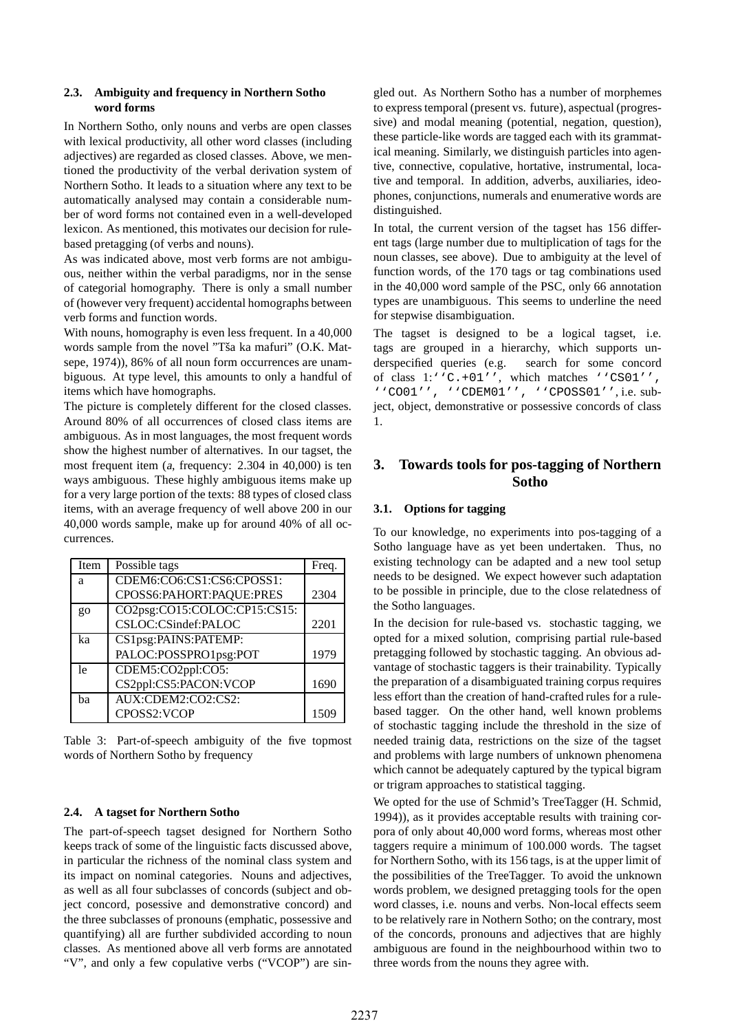### 2.3. Ambiguity and frequency in Northern Sotho word forms

In Northern Sotho, only nouns and verbs are open classes with lexical productivity, all other word classes (including adjectives) are regarded as closed classes. Above, we mentioned the productivity of the verbal derivation system of Northern Sotho. It leads to a situation where any text to be automatically analysed may contain a considerable number of word forms not contained even in a well-developed lexicon. As mentioned, this motivates our decision for rule-based pretagging (of verbs and nouns).

As was indicated above, most verb forms are not ambiguous, neither within the verbal paradigms, nor in the sense of categorial homography. There is only a small number of (however very frequent) accidental homographs between verb forms and function words.

With nouns, homography is even less frequent. In a 40,000 words sample from the novel "Tša ka mafuri" (O.K. Matsepe, 1974)), 86% of all noun form occurrences are unambiguous. At type level, this amounts to only a handful of items which have homographs.

The picture is completely different for the closed classes. Around 80% of all occurrences of closed class items are ambiguous. As in most languages, the most frequent words show the highest number of alternatives. In our tagset, the most frequent item (*a*, frequency: 2.304 in 40,000) is ten ways ambiguous. These highly ambiguous items make up for a very large portion of the texts: 88 types of closed class items, with an average frequency of well above 200 in our 40,000 words sample, make up for around 40% of all occurrences.

| Item | Possible tags | Freq. |
|---|---|---|
| a | CDEM6:CO6:CS1:CS6:CPOSS1: CPOSS6:PAHORT:PAQUE:PRES | 2304 |
| go | CO2psg:CO15:COLOC:CP15:CS15: CSLOC:CSindef:PALOC | 2201 |
| ka | CS1psg:PAINS:PATEMP: PALOC:POSSPRO1psg:POT | 1979 |
| le | CDEM5:CO2ppl:CO5: CS2ppl:CS5:PACON:VCOP | 1690 |
| ba | AUX:CDEM2:CO2:CS2: CPOSS2:VCOP | 1509 |

Table 3: Part-of-speech ambiguity of the five topmost words of Northern Sotho by frequency

### 2.4. A tagset for Northern Sotho

The part-of-speech tagset designed for Northern Sotho keeps track of some of the linguistic facts discussed above, in particular the richness of the nominal class system and its impact on nominal categories. Nouns and adjectives, as well as all four subclasses of concords (subject and object concord, posessive and demonstrative concord) and the three subclasses of pronouns (emphatic, possessive and quantifying) all are further subdivided according to noun classes. As mentioned above all verb forms are annotated "V", and only a few copulative verbs ("VCOP") are singled out. As Northern Sotho has a number of morphemes to express temporal (present vs. future), aspectual (progressive) and modal meaning (potential, negation, question), these particle-like words are tagged each with its grammatical meaning. Similarly, we distinguish particles into agentive, connective, copulative, hortative, instrumental, locative and temporal. In addition, adverbs, auxiliaries, ideophones, conjunctions, numerals and enumerative words are distinguished.

In total, the current version of the tagset has 156 different tags (large number due to multiplication of tags for the noun classes, see above). Due to ambiguity at the level of function words, of the 170 tags or tag combinations used in the 40,000 word sample of the PSC, only 66 annotation types are unambiguous. This seems to underline the need for stepwise disambiguation.

The tagset is designed to be a logical tagset, i.e. tags are grouped in a hierarchy, which supports underspecified queries (e.g. search for some concord of class 1: `''C.+01''`, which matches `''CS01''`, `''CO01''`, `''CDEM01''`, `''CPOSS01''`, i.e. subject, object, demonstrative or possessive concords of class 1.

## 3. Towards tools for pos-tagging of Northern Sotho

### 3.1. Options for tagging

To our knowledge, no experiments into pos-tagging of a Sotho language have as yet been undertaken. Thus, no existing technology can be adapted and a new tool setup needs to be designed. We expect however such adaptation to be possible in principle, due to the close relatedness of the Sotho languages.

In the decision for rule-based vs. stochastic tagging, we opted for a mixed solution, comprising partial rule-based pretagging followed by stochastic tagging. An obvious advantage of stochastic taggers is their trainability. Typically the preparation of a disambiguated training corpus requires less effort than the creation of hand-crafted rules for a rule-based tagger. On the other hand, well known problems of stochastic tagging include the threshold in the size of needed trainig data, restrictions on the size of the tagset and problems with large numbers of unknown phenomena which cannot be adequately captured by the typical bigram or trigram approaches to statistical tagging.

We opted for the use of Schmid's TreeTagger (H. Schmid, 1994)), as it provides acceptable results with training corpora of only about 40,000 word forms, whereas most other taggers require a minimum of 100.000 words. The tagset for Northern Sotho, with its 156 tags, is at the upper limit of the possibilities of the TreeTagger. To avoid the unknown words problem, we designed pretagging tools for the open word classes, i.e. nouns and verbs. Non-local effects seem to be relatively rare in Nothern Sotho; on the contrary, most of the concords, pronouns and adjectives that are highly ambiguous are found in the neighbourhood within two to three words from the nouns they agree with.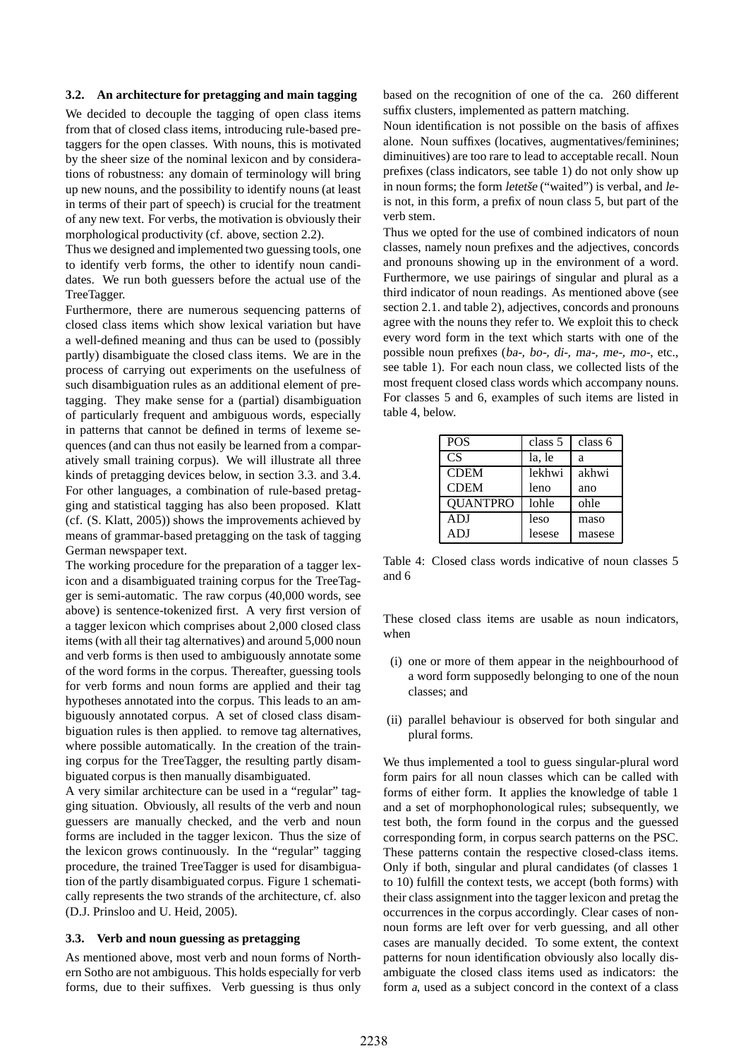### 3.2. An architecture for pretagging and main tagging

We decided to decouple the tagging of open class items from that of closed class items, introducing rule-based pretaggers for the open classes. With nouns, this is motivated by the sheer size of the nominal lexicon and by considerations of robustness: any domain of terminology will bring up new nouns, and the possibility to identify nouns (at least in terms of their part of speech) is crucial for the treatment of any new text. For verbs, the motivation is obviously their morphological productivity (cf. above, section 2.2).

Thus we designed and implemented two guessing tools, one to identify verb forms, the other to identify noun candidates. We run both guessers before the actual use of the TreeTagger.

Furthermore, there are numerous sequencing patterns of closed class items which show lexical variation but have a well-defined meaning and thus can be used to (possibly partly) disambiguate the closed class items. We are in the process of carrying out experiments on the usefulness of such disambiguation rules as an additional element of pretagging. They make sense for a (partial) disambiguation of particularly frequent and ambiguous words, especially in patterns that cannot be defined in terms of lexeme sequences (and can thus not easily be learned from a comparatively small training corpus). We will illustrate all three kinds of pretagging devices below, in section 3.3. and 3.4.

For other languages, a combination of rule-based pretagging and statistical tagging has also been proposed. Klatt (cf. (S. Klatt, 2005)) shows the improvements achieved by means of grammar-based pretagging on the task of tagging German newspaper text.

The working procedure for the preparation of a tagger lexicon and a disambiguated training corpus for the TreeTagger is semi-automatic. The raw corpus (40,000 words, see above) is sentence-tokenized first. A very first version of a tagger lexicon which comprises about 2,000 closed class items (with all their tag alternatives) and around 5,000 noun and verb forms is then used to ambiguously annotate some of the word forms in the corpus. Thereafter, guessing tools for verb forms and noun forms are applied and their tag hypotheses annotated into the corpus. This leads to an ambiguously annotated corpus. A set of closed class disambiguation rules is then applied. to remove tag alternatives, where possible automatically. In the creation of the training corpus for the TreeTagger, the resulting partly disambiguated corpus is then manually disambiguated.

A very similar architecture can be used in a "regular" tagging situation. Obviously, all results of the verb and noun guessers are manually checked, and the verb and noun forms are included in the tagger lexicon. Thus the size of the lexicon grows continuously. In the "regular" tagging procedure, the trained TreeTagger is used for disambiguation of the partly disambiguated corpus. Figure 1 schematically represents the two strands of the architecture, cf. also (D.J. Prinsloo and U. Heid, 2005).

### 3.3. Verb and noun guessing as pretagging

As mentioned above, most verb and noun forms of Northern Sotho are not ambiguous. This holds especially for verb forms, due to their suffixes. Verb guessing is thus only based on the recognition of one of the ca. 260 different suffix clusters, implemented as pattern matching.

Noun identification is not possible on the basis of affixes alone. Noun suffixes (locatives, augmentatives/feminines; diminuitives) are too rare to lead to acceptable recall. Noun prefixes (class indicators, see table 1) do not only show up in noun forms; the form *letetše* ("waited") is verbal, and *le-* is not, in this form, a prefix of noun class 5, but part of the verb stem.

Thus we opted for the use of combined indicators of noun classes, namely noun prefixes and the adjectives, concords and pronouns showing up in the environment of a word. Furthermore, we use pairings of singular and plural as a third indicator of noun readings. As mentioned above (see section 2.1. and table 2), adjectives, concords and pronouns agree with the nouns they refer to. We exploit this to check every word form in the text which starts with one of the possible noun prefixes (*ba-, bo-, di-, ma-, me-, mo-*, etc., see table 1). For each noun class, we collected lists of the most frequent closed class words which accompany nouns. For classes 5 and 6, examples of such items are listed in table 4, below.

| POS | class 5 | class 6 |
|---|---|---|
| CS | la, le | a |
| CDEM | lekhwi | akhwi |
| CDEM | leno | ano |
| QUANTPRO | lohle | ohle |
| ADJ | leso | maso |
| ADJ | lesese | masese |

Table 4: Closed class words indicative of noun classes 5 and 6

These closed class items are usable as noun indicators, when

(i) one or more of them appear in the neighbourhood of a word form supposedly belonging to one of the noun classes; and

(ii) parallel behaviour is observed for both singular and plural forms.

We thus implemented a tool to guess singular-plural word form pairs for all noun classes which can be called with forms of either form. It applies the knowledge of table 1 and a set of morphophonological rules; subsequently, we test both, the form found in the corpus and the guessed corresponding form, in corpus search patterns on the PSC. These patterns contain the respective closed-class items. Only if both, singular and plural candidates (of classes 1 to 10) fulfill the context tests, we accept (both forms) with their class assignment into the tagger lexicon and pretag the occurrences in the corpus accordingly. Clear cases of non-noun forms are left over for verb guessing, and all other cases are manually decided. To some extent, the context patterns for noun identification obviously also locally disambiguate the closed class items used as indicators: the form *a*, used as a subject concord in the context of a class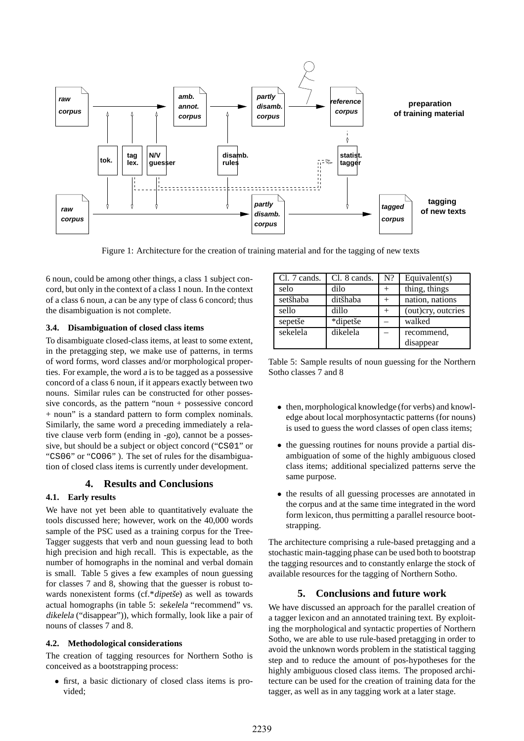Figure 1: Architecture for the creation of training material and for the tagging of new texts

6 noun, could be among other things, a class 1 subject concord, but only in the context of a class 1 noun. In the context of a class 6 noun, *a* can be any type of class 6 concord; thus the disambiguation is not complete.

### 3.4. Disambiguation of closed class items

To disambiguate closed-class items, at least to some extent, in the pretagging step, we make use of patterns, in terms of word forms, word classes and/or morphological properties. For example, the word *a* is to be tagged as a possessive concord of a class 6 noun, if it appears exactly between two nouns. Similar rules can be constructed for other possessive concords, as the pattern "noun + possessive concord + noun" is a standard pattern to form complex nominals. Similarly, the same word *a* preceding immediately a relative clause verb form (ending in *-go*), cannot be a possessive, but should be a subject or object concord ("CS01" or "CS06" or "CO06" ). The set of rules for the disambiguation of closed class items is currently under development.

## 4. Results and Conclusions

### 4.1. Early results

We have not yet been able to quantitatively evaluate the tools discussed here; however, work on the 40,000 words sample of the PSC used as a training corpus for the TreeTagger suggests that verb and noun guessing lead to both high precision and high recall. This is expectable, as the number of homographs in the nominal and verbal domain is small. Table 5 gives a few examples of noun guessing for classes 7 and 8, showing that the guesser is robust towards nonexistent forms (cf.\**dipetše*) as well as towards actual homographs (in table 5: *sekelela* "recommend" vs. *dikelela* ("disappear")), which formally, look like a pair of nouns of classes 7 and 8.

### 4.2. Methodological considerations

The creation of tagging resources for Northern Sotho is conceived as a bootstrapping process:

- first, a basic dictionary of closed class items is provided;

| Cl. 7 cands. | Cl. 8 cands. | N? | Equivalent(s) |
|---|---|---|---|
| selo | dilo | + | thing, things |
| setšhaba | ditšhaba | + | nation, nations |
| sello | dillo | + | (out)cry, outcries |
| sepetše | *dipetše | – | walked |
| sekelela | dikelela | – | recommend, disappear |

Table 5: Sample results of noun guessing for the Northern Sotho classes 7 and 8

- then, morphological knowledge (for verbs) and knowledge about local morphosyntactic patterns (for nouns) is used to guess the word classes of open class items;
- the guessing routines for nouns provide a partial disambiguation of some of the highly ambiguous closed class items; additional specialized patterns serve the same purpose.
- the results of all guessing processes are annotated in the corpus and at the same time integrated in the word form lexicon, thus permitting a parallel resource bootstrapping.

The architecture comprising a rule-based pretagging and a stochastic main-tagging phase can be used both to bootstrap the tagging resources and to constantly enlarge the stock of available resources for the tagging of Northern Sotho.

## 5. Conclusions and future work

We have discussed an approach for the parallel creation of a tagger lexicon and an annotated training text. By exploiting the morphological and syntactic properties of Northern Sotho, we are able to use rule-based pretagging in order to avoid the unknown words problem in the statistical tagging step and to reduce the amount of pos-hypotheses for the highly ambiguous closed class items. The proposed architecture can be used for the creation of training data for the tagger, as well as in any tagging work at a later stage.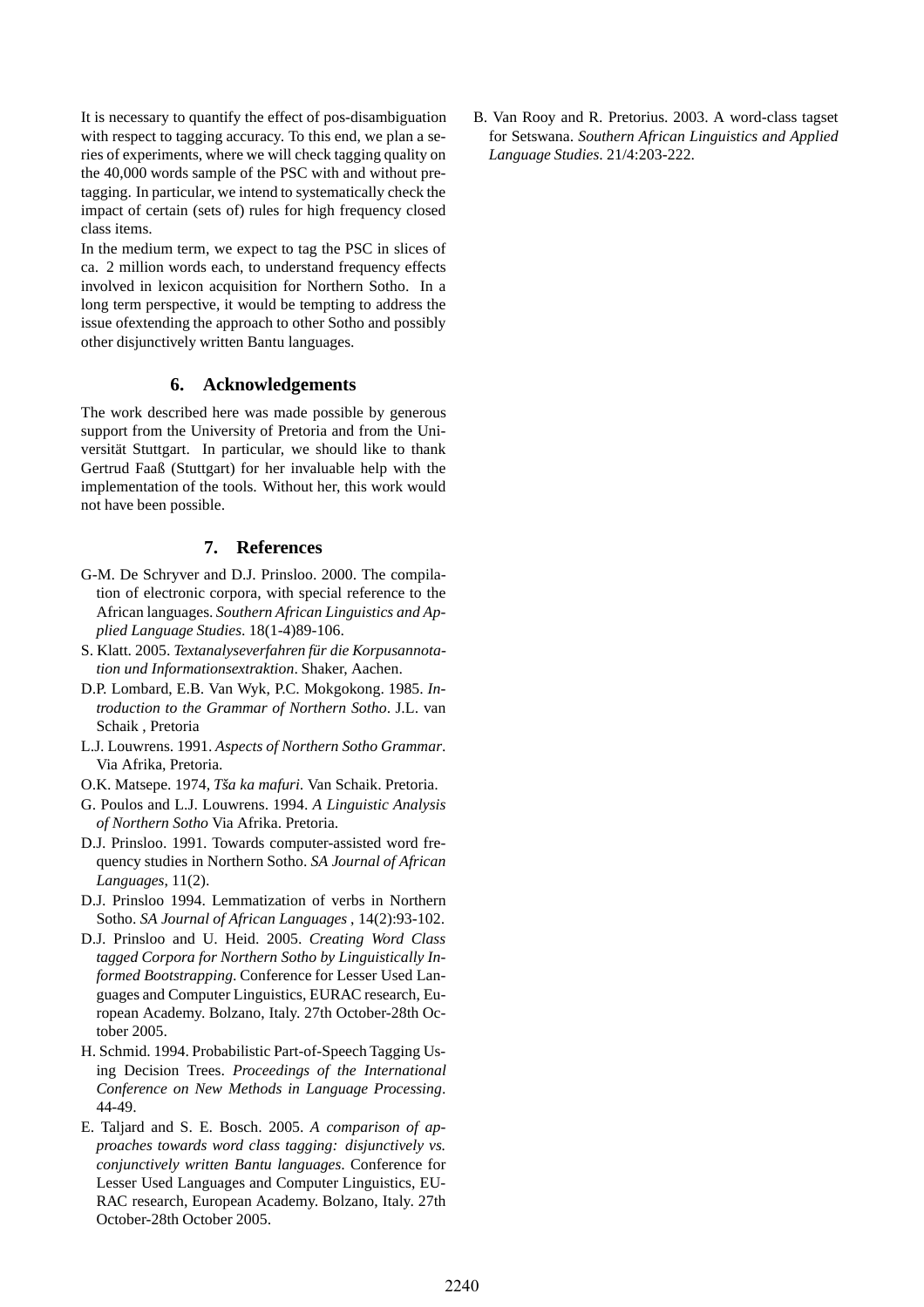It is necessary to quantify the effect of pos-disambiguation with respect to tagging accuracy. To this end, we plan a series of experiments, where we will check tagging quality on the 40,000 words sample of the PSC with and without pretagging. In particular, we intend to systematically check the impact of certain (sets of) rules for high frequency closed class items.

In the medium term, we expect to tag the PSC in slices of ca. 2 million words each, to understand frequency effects involved in lexicon acquisition for Northern Sotho. In a long term perspective, it would be tempting to address the issue ofextending the approach to other Sotho and possibly other disjunctively written Bantu languages.

## 6. Acknowledgements

The work described here was made possible by generous support from the University of Pretoria and from the Universität Stuttgart. In particular, we should like to thank Gertrud Faaß (Stuttgart) for her invaluable help with the implementation of the tools. Without her, this work would not have been possible.

## 7. References

G-M. De Schryver and D.J. Prinsloo. 2000. The compilation of electronic corpora, with special reference to the African languages. *Southern African Linguistics and Applied Language Studies*. 18(1-4)89-106.

S. Klatt. 2005. *Textanalyseverfahren für die Korpusannotation und Informationsextraktion*. Shaker, Aachen.

D.P. Lombard, E.B. Van Wyk, P.C. Mokgokong. 1985. *Introduction to the Grammar of Northern Sotho*. J.L. van Schaik , Pretoria

L.J. Louwrens. 1991. *Aspects of Northern Sotho Grammar*. Via Afrika, Pretoria.

O.K. Matsepe. 1974, *Tša ka mafuri*. Van Schaik. Pretoria.

G. Poulos and L.J. Louwrens. 1994. *A Linguistic Analysis of Northern Sotho* Via Afrika. Pretoria.

D.J. Prinsloo. 1991. Towards computer-assisted word frequency studies in Northern Sotho. *SA Journal of African Languages*, 11(2).

D.J. Prinsloo 1994. Lemmatization of verbs in Northern Sotho. *SA Journal of African Languages* , 14(2):93-102.

D.J. Prinsloo and U. Heid. 2005. *Creating Word Class tagged Corpora for Northern Sotho by Linguistically Informed Bootstrapping*. Conference for Lesser Used Languages and Computer Linguistics, EURAC research, European Academy. Bolzano, Italy. 27th October-28th October 2005.

H. Schmid. 1994. Probabilistic Part-of-Speech Tagging Using Decision Trees. *Proceedings of the International Conference on New Methods in Language Processing*. 44-49.

E. Taljard and S. E. Bosch. 2005. *A comparison of approaches towards word class tagging: disjunctively vs. conjunctively written Bantu languages*. Conference for Lesser Used Languages and Computer Linguistics, EURAC research, European Academy. Bolzano, Italy. 27th October-28th October 2005.

B. Van Rooy and R. Pretorius. 2003. A word-class tagset for Setswana. *Southern African Linguistics and Applied Language Studies*. 21/4:203-222.